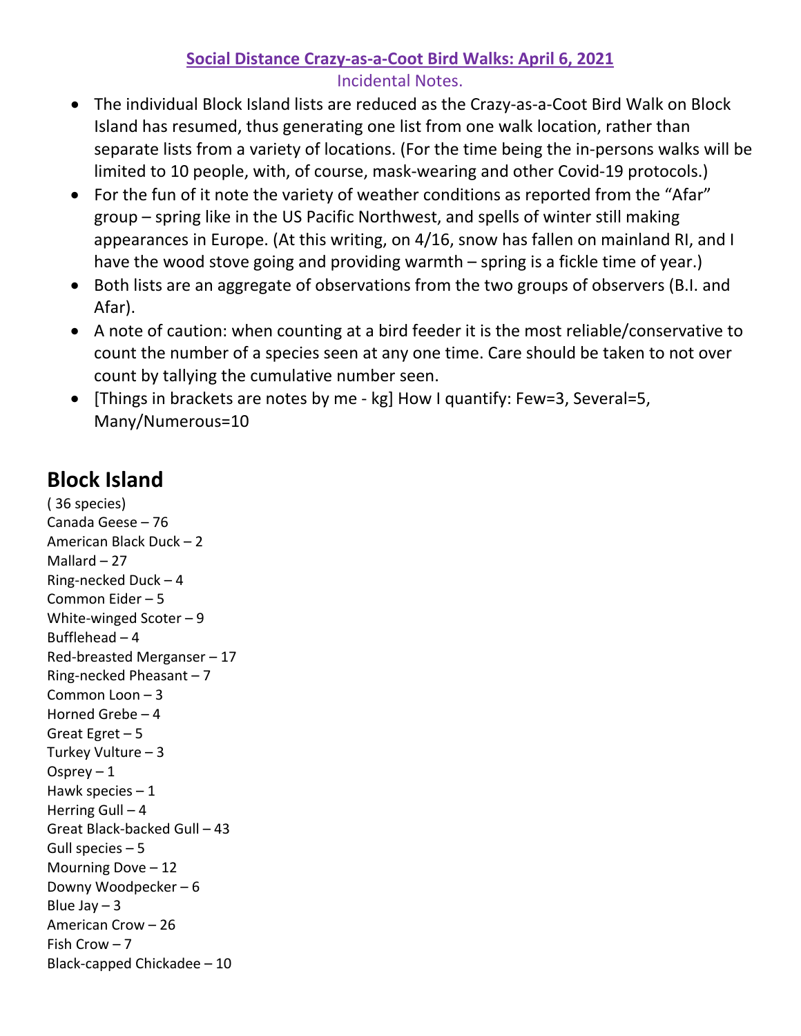**Social Distance Crazy-as-a-Coot Bird Walks: April 6, 2021**

Incidental Notes.

- The individual Block Island lists are reduced as the Crazy-as-a-Coot Bird Walk on Block Island has resumed, thus generating one list from one walk location, rather than separate lists from a variety of locations. (For the time being the in-persons walks will be limited to 10 people, with, of course, mask-wearing and other Covid-19 protocols.)
- For the fun of it note the variety of weather conditions as reported from the "Afar" group – spring like in the US Pacific Northwest, and spells of winter still making appearances in Europe. (At this writing, on 4/16, snow has fallen on mainland RI, and I have the wood stove going and providing warmth – spring is a fickle time of year.)
- Both lists are an aggregate of observations from the two groups of observers (B.I. and Afar).
- A note of caution: when counting at a bird feeder it is the most reliable/conservative to count the number of a species seen at any one time. Care should be taken to not over count by tallying the cumulative number seen.
- [Things in brackets are notes by me - kg] How I quantify: Few=3, Several=5, Many/Numerous=10

## Block Island

( 36 species)
Canada Geese – 76
American Black Duck – 2
Mallard – 27
Ring-necked Duck – 4
Common Eider – 5
White-winged Scoter – 9
Bufflehead – 4
Red-breasted Merganser – 17
Ring-necked Pheasant – 7
Common Loon – 3
Horned Grebe – 4
Great Egret – 5
Turkey Vulture – 3
Osprey – 1
Hawk species – 1
Herring Gull – 4
Great Black-backed Gull – 43
Gull species – 5
Mourning Dove – 12
Downy Woodpecker – 6
Blue Jay – 3
American Crow – 26
Fish Crow – 7
Black-capped Chickadee – 10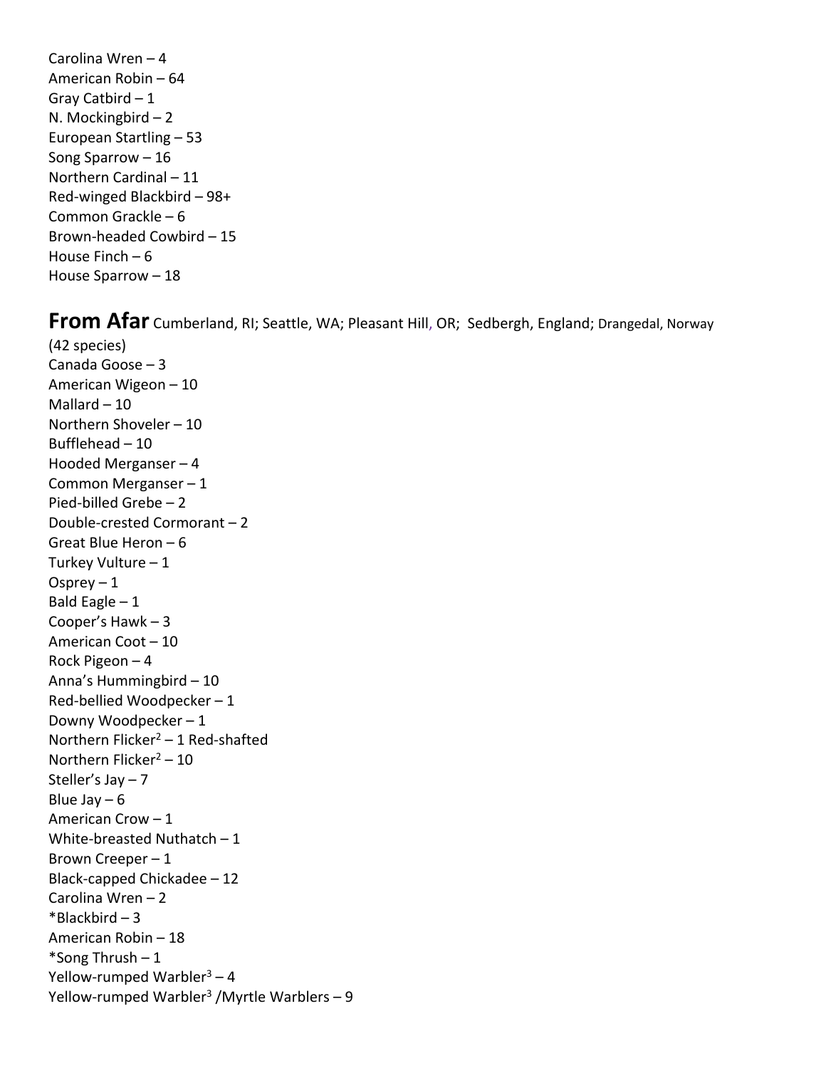Carolina Wren – 4  
American Robin – 64  
Gray Catbird – 1  
N. Mockingbird – 2  
European Startling – 53  
Song Sparrow – 16  
Northern Cardinal – 11  
Red-winged Blackbird – 98+  
Common Grackle – 6  
Brown-headed Cowbird – 15  
House Finch – 6  
House Sparrow – 18

**From Afar** Cumberland, RI; Seattle, WA; Pleasant Hill, OR; Sedbergh, England; Drangedal, Norway

(42 species)  
Canada Goose – 3  
American Wigeon – 10  
Mallard – 10  
Northern Shoveler – 10  
Bufflehead – 10  
Hooded Merganser – 4  
Common Merganser – 1  
Pied-billed Grebe – 2  
Double-crested Cormorant – 2  
Great Blue Heron – 6  
Turkey Vulture – 1  
Osprey – 1  
Bald Eagle – 1  
Cooper's Hawk – 3  
American Coot – 10  
Rock Pigeon – 4  
Anna's Hummingbird – 10  
Red-bellied Woodpecker – 1  
Downy Woodpecker – 1  
Northern Flicker[2] – 1 Red-shafted  
Northern Flicker[2] – 10  
Steller's Jay – 7  
Blue Jay – 6  
American Crow – 1  
White-breasted Nuthatch – 1  
Brown Creeper – 1  
Black-capped Chickadee – 12  
Carolina Wren – 2  
*Blackbird – 3  
American Robin – 18  
*Song Thrush – 1  
Yellow-rumped Warbler[3] – 4  
Yellow-rumped Warbler[3] /Myrtle Warblers – 9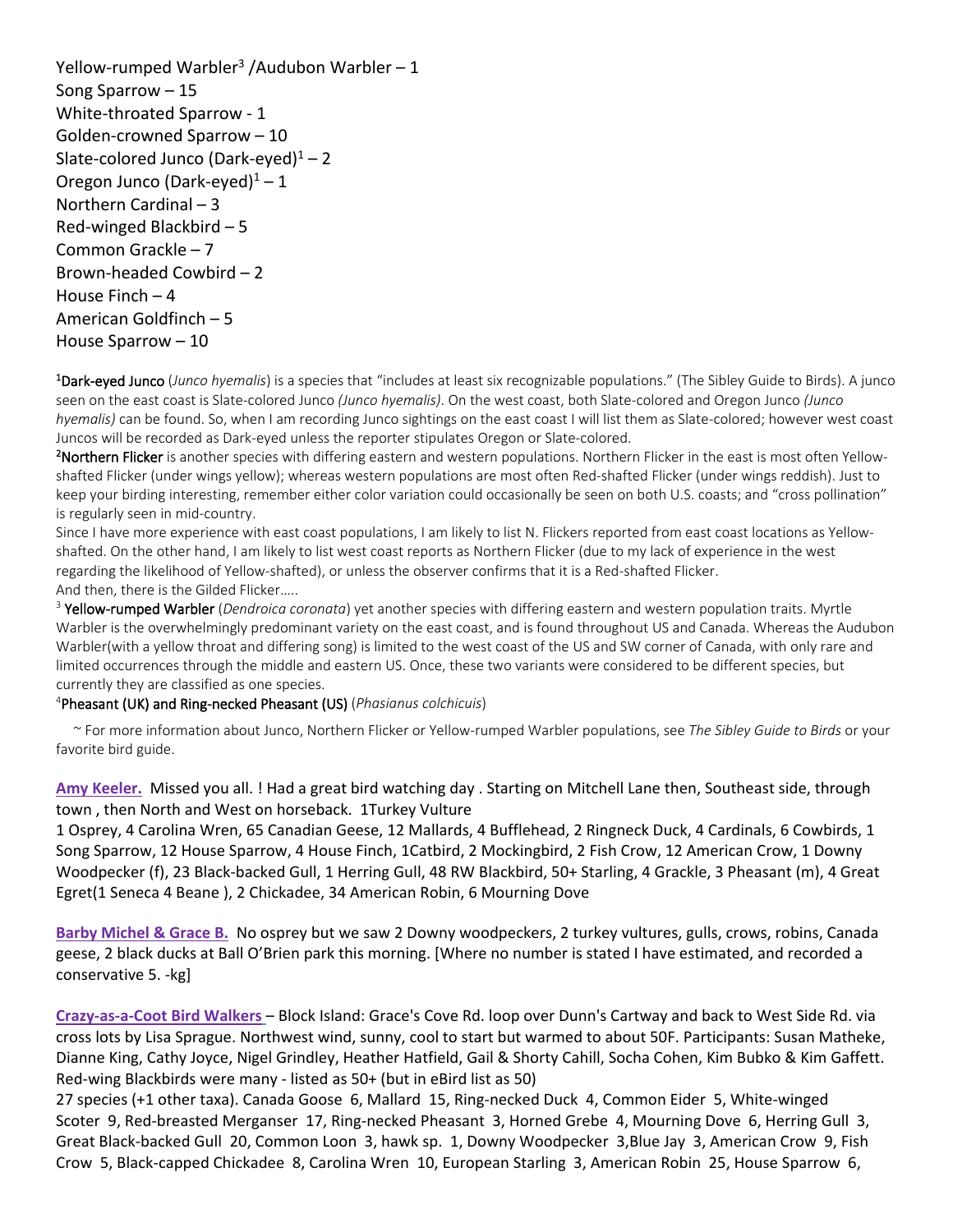Yellow-rumped Warbler[3] /Audubon Warbler – 1
Song Sparrow – 15
White-throated Sparrow - 1
Golden-crowned Sparrow – 10
Slate-colored Junco (Dark-eyed)[1] – 2
Oregon Junco (Dark-eyed)[1] – 1
Northern Cardinal – 3
Red-winged Blackbird – 5
Common Grackle – 7
Brown-headed Cowbird – 2
House Finch – 4
American Goldfinch – 5
House Sparrow – 10

[1]Dark-eyed Junco (*Junco hyemalis*) is a species that "includes at least six recognizable populations." (The Sibley Guide to Birds). A junco seen on the east coast is Slate-colored Junco *(Junco hyemalis)*. On the west coast, both Slate-colored and Oregon Junco *(Junco hyemalis)* can be found. So, when I am recording Junco sightings on the east coast I will list them as Slate-colored; however west coast Juncos will be recorded as Dark-eyed unless the reporter stipulates Oregon or Slate-colored.

[2]Northern Flicker is another species with differing eastern and western populations. Northern Flicker in the east is most often Yellow-shafted Flicker (under wings yellow); whereas western populations are most often Red-shafted Flicker (under wings reddish). Just to keep your birding interesting, remember either color variation could occasionally be seen on both U.S. coasts; and "cross pollination" is regularly seen in mid-country.

Since I have more experience with east coast populations, I am likely to list N. Flickers reported from east coast locations as Yellow-shafted. On the other hand, I am likely to list west coast reports as Northern Flicker (due to my lack of experience in the west regarding the likelihood of Yellow-shafted), or unless the observer confirms that it is a Red-shafted Flicker.

And then, there is the Gilded Flicker…..

[3] Yellow-rumped Warbler (*Dendroica coronata*) yet another species with differing eastern and western population traits. Myrtle Warbler is the overwhelmingly predominant variety on the east coast, and is found throughout US and Canada. Whereas the Audubon Warbler(with a yellow throat and differing song) is limited to the west coast of the US and SW corner of Canada, with only rare and limited occurrences through the middle and eastern US. Once, these two variants were considered to be different species, but currently they are classified as one species.

[4]Pheasant (UK) and Ring-necked Pheasant (US) (*Phasianus colchicuis*)

~ For more information about Junco, Northern Flicker or Yellow-rumped Warbler populations, see *The Sibley Guide to Birds* or your favorite bird guide.

**Amy Keeler.** Missed you all. ! Had a great bird watching day . Starting on Mitchell Lane then, Southeast side, through town , then North and West on horseback. 1Turkey Vulture
1 Osprey, 4 Carolina Wren, 65 Canadian Geese, 12 Mallards, 4 Bufflehead, 2 Ringneck Duck, 4 Cardinals, 6 Cowbirds, 1 Song Sparrow, 12 House Sparrow, 4 House Finch, 1Catbird, 2 Mockingbird, 2 Fish Crow, 12 American Crow, 1 Downy Woodpecker (f), 23 Black-backed Gull, 1 Herring Gull, 48 RW Blackbird, 50+ Starling, 4 Grackle, 3 Pheasant (m), 4 Great Egret(1 Seneca 4 Beane ), 2 Chickadee, 34 American Robin, 6 Mourning Dove

**Barby Michel & Grace B.** No osprey but we saw 2 Downy woodpeckers, 2 turkey vultures, gulls, crows, robins, Canada geese, 2 black ducks at Ball O'Brien park this morning. [Where no number is stated I have estimated, and recorded a conservative 5. -kg]

**Crazy-as-a-Coot Bird Walkers** – Block Island: Grace's Cove Rd. loop over Dunn's Cartway and back to West Side Rd. via cross lots by Lisa Sprague. Northwest wind, sunny, cool to start but warmed to about 50F. Participants: Susan Matheke, Dianne King, Cathy Joyce, Nigel Grindley, Heather Hatfield, Gail & Shorty Cahill, Socha Cohen, Kim Bubko & Kim Gaffett. Red-wing Blackbirds were many - listed as 50+ (but in eBird list as 50)
27 species (+1 other taxa). Canada Goose 6, Mallard 15, Ring-necked Duck 4, Common Eider 5, White-winged Scoter 9, Red-breasted Merganser 17, Ring-necked Pheasant 3, Horned Grebe 4, Mourning Dove 6, Herring Gull 3, Great Black-backed Gull 20, Common Loon 3, hawk sp. 1, Downy Woodpecker 3,Blue Jay 3, American Crow 9, Fish Crow 5, Black-capped Chickadee 8, Carolina Wren 10, European Starling 3, American Robin 25, House Sparrow 6,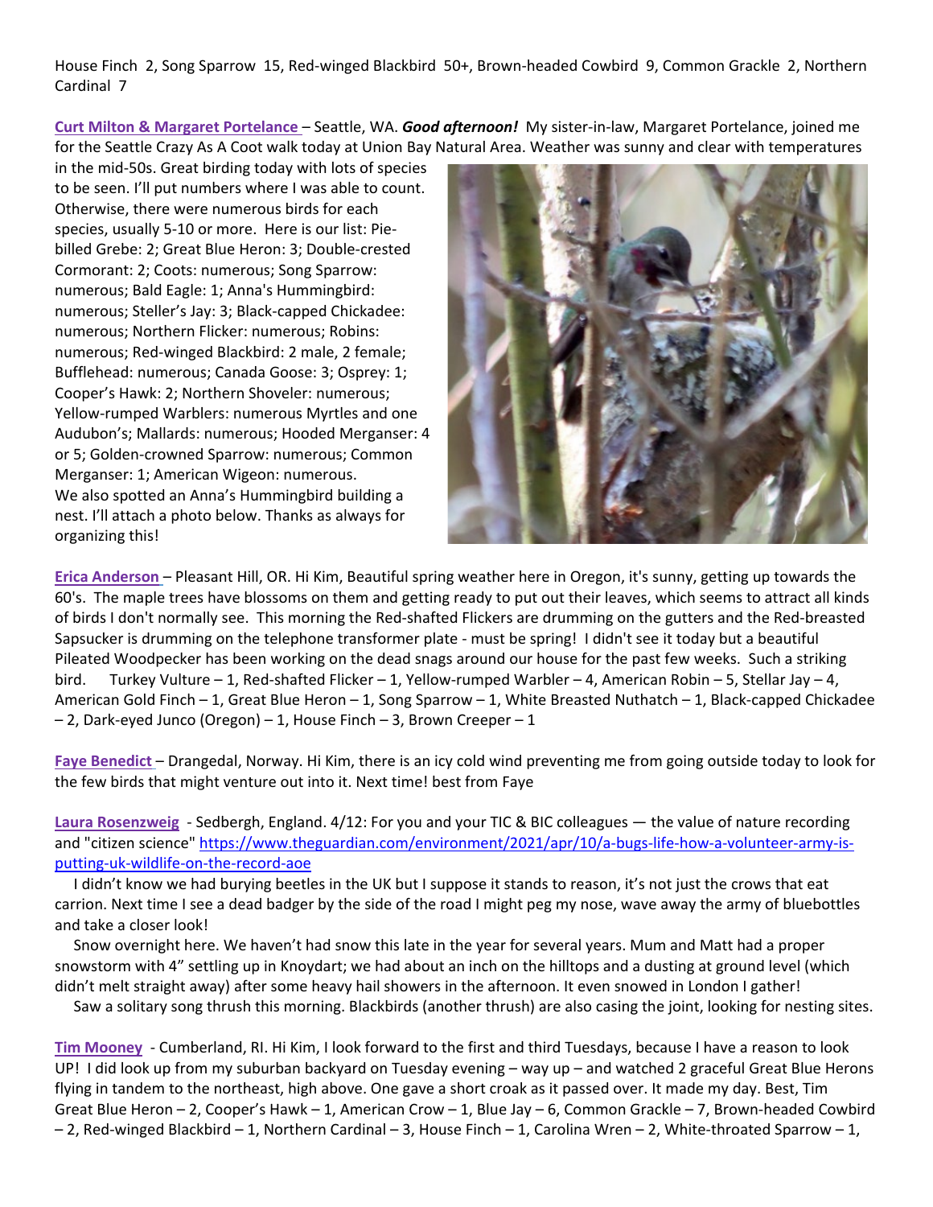House Finch 2, Song Sparrow 15, Red-winged Blackbird 50+, Brown-headed Cowbird 9, Common Grackle 2, Northern Cardinal 7

**Curt Milton & Margaret Portelance** – Seattle, WA. ***Good afternoon!*** My sister-in-law, Margaret Portelance, joined me for the Seattle Crazy As A Coot walk today at Union Bay Natural Area. Weather was sunny and clear with temperatures in the mid-50s. Great birding today with lots of species to be seen. I'll put numbers where I was able to count. Otherwise, there were numerous birds for each species, usually 5-10 or more. Here is our list: Pie-billed Grebe: 2; Great Blue Heron: 3; Double-crested Cormorant: 2; Coots: numerous; Song Sparrow: numerous; Bald Eagle: 1; Anna's Hummingbird: numerous; Steller's Jay: 3; Black-capped Chickadee: numerous; Northern Flicker: numerous; Robins: numerous; Red-winged Blackbird: 2 male, 2 female; Bufflehead: numerous; Canada Goose: 3; Osprey: 1; Cooper's Hawk: 2; Northern Shoveler: numerous; Yellow-rumped Warblers: numerous Myrtles and one Audubon's; Mallards: numerous; Hooded Merganser: 4 or 5; Golden-crowned Sparrow: numerous; Common Merganser: 1; American Wigeon: numerous.
We also spotted an Anna's Hummingbird building a nest. I'll attach a photo below. Thanks as always for organizing this!

**Erica Anderson** – Pleasant Hill, OR. Hi Kim, Beautiful spring weather here in Oregon, it's sunny, getting up towards the 60's. The maple trees have blossoms on them and getting ready to put out their leaves, which seems to attract all kinds of birds I don't normally see. This morning the Red-shafted Flickers are drumming on the gutters and the Red-breasted Sapsucker is drumming on the telephone transformer plate - must be spring! I didn't see it today but a beautiful Pileated Woodpecker has been working on the dead snags around our house for the past few weeks. Such a striking bird. Turkey Vulture – 1, Red-shafted Flicker – 1, Yellow-rumped Warbler – 4, American Robin – 5, Stellar Jay – 4, American Gold Finch – 1, Great Blue Heron – 1, Song Sparrow – 1, White Breasted Nuthatch – 1, Black-capped Chickadee – 2, Dark-eyed Junco (Oregon) – 1, House Finch – 3, Brown Creeper – 1

**Faye Benedict** – Drangedal, Norway. Hi Kim, there is an icy cold wind preventing me from going outside today to look for the few birds that might venture out into it. Next time! best from Faye

**Laura Rosenzweig** - Sedbergh, England. 4/12: For you and your TIC & BIC colleagues — the value of nature recording and "citizen science" https://www.theguardian.com/environment/2021/apr/10/a-bugs-life-how-a-volunteer-army-is-putting-uk-wildlife-on-the-record-aoe

I didn't know we had burying beetles in the UK but I suppose it stands to reason, it's not just the crows that eat carrion. Next time I see a dead badger by the side of the road I might peg my nose, wave away the army of bluebottles and take a closer look!

Snow overnight here. We haven't had snow this late in the year for several years. Mum and Matt had a proper snowstorm with 4" settling up in Knoydart; we had about an inch on the hilltops and a dusting at ground level (which didn't melt straight away) after some heavy hail showers in the afternoon. It even snowed in London I gather!

Saw a solitary song thrush this morning. Blackbirds (another thrush) are also casing the joint, looking for nesting sites.

**Tim Mooney** - Cumberland, RI. Hi Kim, I look forward to the first and third Tuesdays, because I have a reason to look UP! I did look up from my suburban backyard on Tuesday evening – way up – and watched 2 graceful Great Blue Herons flying in tandem to the northeast, high above. One gave a short croak as it passed over. It made my day. Best, Tim
Great Blue Heron – 2, Cooper's Hawk – 1, American Crow – 1, Blue Jay – 6, Common Grackle – 7, Brown-headed Cowbird – 2, Red-winged Blackbird – 1, Northern Cardinal – 3, House Finch – 1, Carolina Wren – 2, White-throated Sparrow – 1,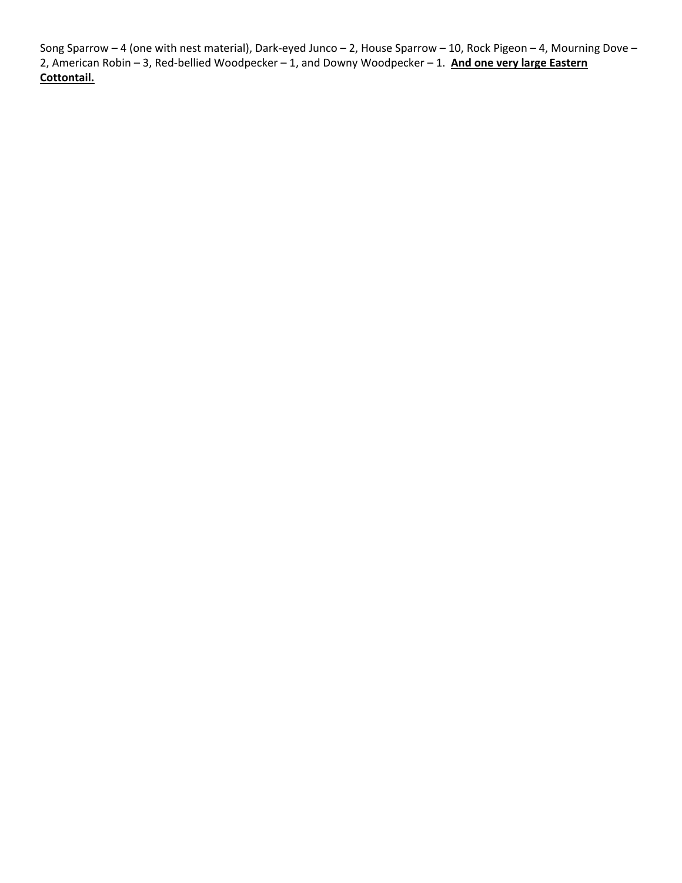Song Sparrow – 4 (one with nest material), Dark-eyed Junco – 2, House Sparrow – 10, Rock Pigeon – 4, Mourning Dove – 2, American Robin – 3, Red-bellied Woodpecker – 1, and Downy Woodpecker – 1. **And one very large Eastern Cottontail.**